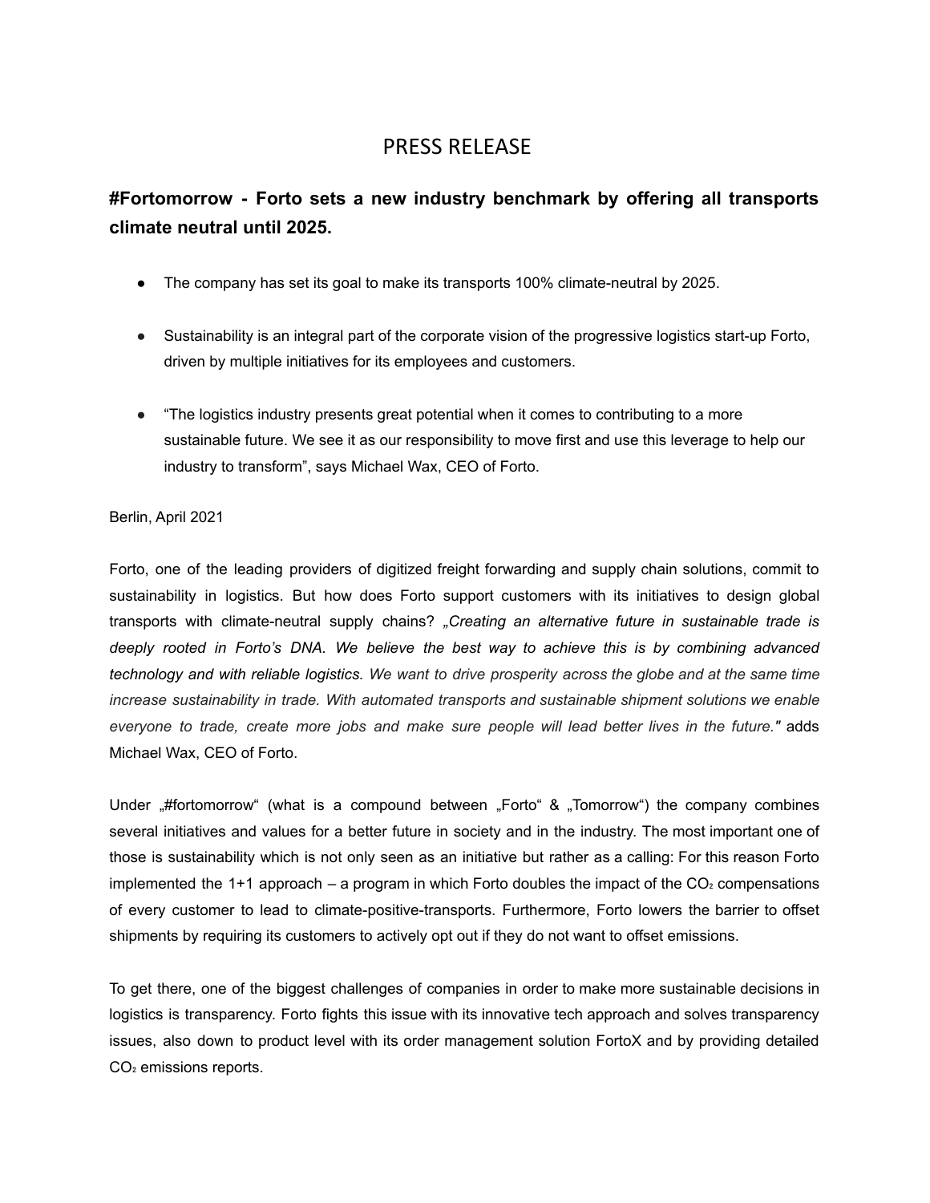# PRESS RELEASE

## #Fortomorrow - Forto sets a new industry benchmark by offering all transports climate neutral until 2025.

- The company has set its goal to make its transports 100% climate-neutral by 2025.
- Sustainability is an integral part of the corporate vision of the progressive logistics start-up Forto, driven by multiple initiatives for its employees and customers.
- "The logistics industry presents great potential when it comes to contributing to a more sustainable future. We see it as our responsibility to move first and use this leverage to help our industry to transform", says Michael Wax, CEO of Forto.

Berlin, April 2021

Forto, one of the leading providers of digitized freight forwarding and supply chain solutions, commit to sustainability in logistics. But how does Forto support customers with its initiatives to design global transports with climate-neutral supply chains? *„Creating an alternative future in sustainable trade is deeply rooted in Forto's DNA. We believe the best way to achieve this is by combining advanced technology and with reliable logistics. We want to drive prosperity across the globe and at the same time increase sustainability in trade. With automated transports and sustainable shipment solutions we enable everyone to trade, create more jobs and make sure people will lead better lives in the future."* adds Michael Wax, CEO of Forto.

Under „#fortomorrow" (what is a compound between „Forto" & „Tomorrow") the company combines several initiatives and values for a better future in society and in the industry. The most important one of those is sustainability which is not only seen as an initiative but rather as a calling: For this reason Forto implemented the 1+1 approach – a program in which Forto doubles the impact of the $CO_2$ compensations of every customer to lead to climate-positive-transports. Furthermore, Forto lowers the barrier to offset shipments by requiring its customers to actively opt out if they do not want to offset emissions.

To get there, one of the biggest challenges of companies in order to make more sustainable decisions in logistics is transparency. Forto fights this issue with its innovative tech approach and solves transparency issues, also down to product level with its order management solution FortoX and by providing detailed $CO_2$ emissions reports.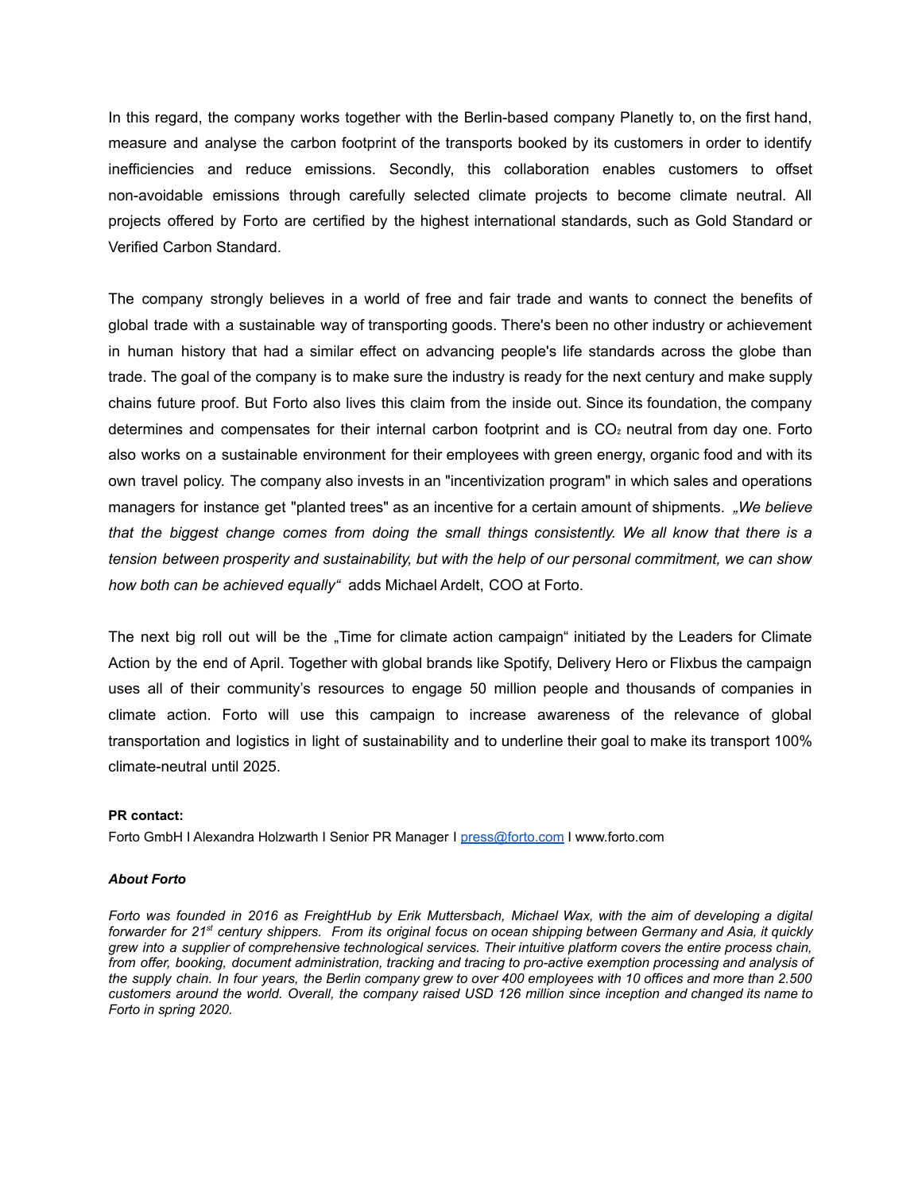In this regard, the company works together with the Berlin-based company Planetly to, on the first hand, measure and analyse the carbon footprint of the transports booked by its customers in order to identify inefficiencies and reduce emissions. Secondly, this collaboration enables customers to offset non-avoidable emissions through carefully selected climate projects to become climate neutral. All projects offered by Forto are certified by the highest international standards, such as Gold Standard or Verified Carbon Standard.

The company strongly believes in a world of free and fair trade and wants to connect the benefits of global trade with a sustainable way of transporting goods. There's been no other industry or achievement in human history that had a similar effect on advancing people's life standards across the globe than trade. The goal of the company is to make sure the industry is ready for the next century and make supply chains future proof. But Forto also lives this claim from the inside out. Since its foundation, the company determines and compensates for their internal carbon footprint and is $CO_2$ neutral from day one. Forto also works on a sustainable environment for their employees with green energy, organic food and with its own travel policy. The company also invests in an "incentivization program" in which sales and operations managers for instance get "planted trees" as an incentive for a certain amount of shipments. *„We believe that the biggest change comes from doing the small things consistently. We all know that there is a tension between prosperity and sustainability, but with the help of our personal commitment, we can show how both can be achieved equally“* adds Michael Ardelt, COO at Forto.

The next big roll out will be the „Time for climate action campaign“ initiated by the Leaders for Climate Action by the end of April. Together with global brands like Spotify, Delivery Hero or Flixbus the campaign uses all of their community's resources to engage 50 million people and thousands of companies in climate action. Forto will use this campaign to increase awareness of the relevance of global transportation and logistics in light of sustainability and to underline their goal to make its transport 100% climate-neutral until 2025.

**PR contact:**
Forto GmbH I Alexandra Holzwarth I Senior PR Manager I press@forto.com I www.forto.com

***About Forto***

*Forto was founded in 2016 as FreightHub by Erik Muttersbach, Michael Wax, with the aim of developing a digital forwarder for 21st century shippers. From its original focus on ocean shipping between Germany and Asia, it quickly grew into a supplier of comprehensive technological services. Their intuitive platform covers the entire process chain, from offer, booking, document administration, tracking and tracing to pro-active exemption processing and analysis of the supply chain. In four years, the Berlin company grew to over 400 employees with 10 offices and more than 2.500 customers around the world. Overall, the company raised USD 126 million since inception and changed its name to Forto in spring 2020.*